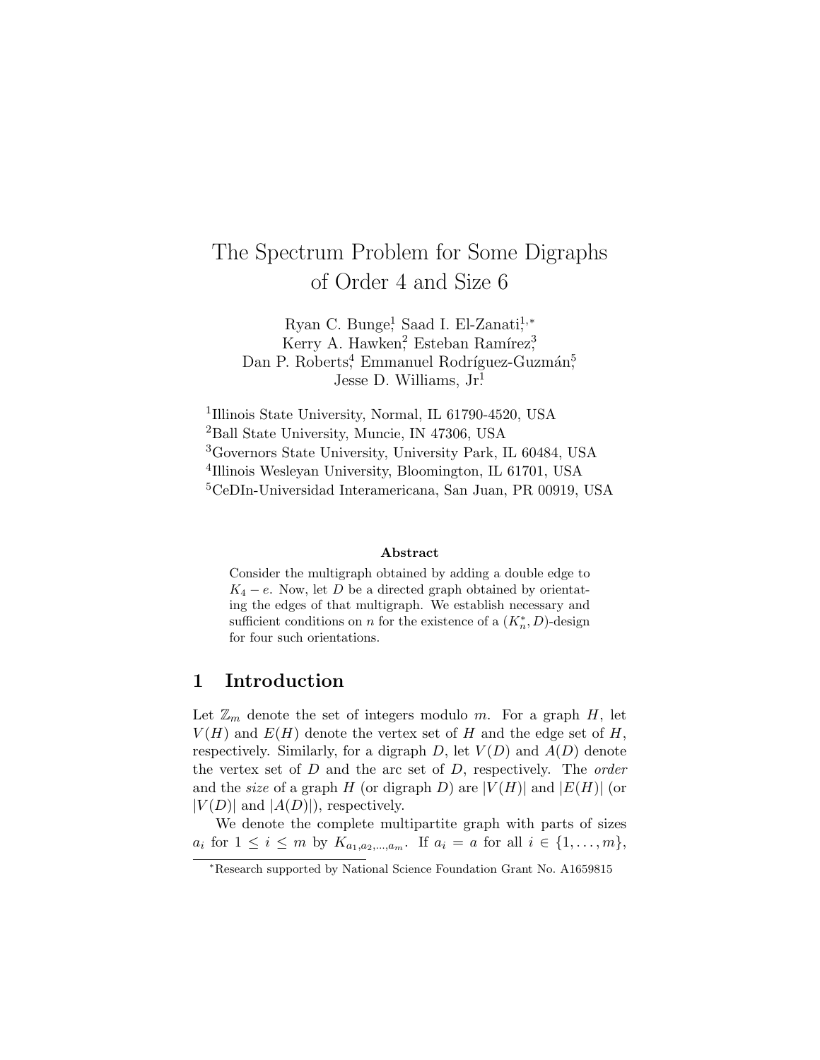# The Spectrum Problem for Some Digraphs of Order 4 and Size 6

Ryan C. Bunge[1], Saad I. El-Zanati[1,*]
Kerry A. Hawken[2], Esteban Ramírez[3]
Dan P. Roberts[4], Emmanuel Rodríguez-Guzmán[5]
Jesse D. Williams, Jr.[1]

[1]Illinois State University, Normal, IL 61790-4520, USA
[2]Ball State University, Muncie, IN 47306, USA
[3]Governors State University, University Park, IL 60484, USA
[4]Illinois Wesleyan University, Bloomington, IL 61701, USA
[5]CeDIn-Universidad Interamericana, San Juan, PR 00919, USA

**Abstract**

Consider the multigraph obtained by adding a double edge to $K_4 - e$. Now, let $D$ be a directed graph obtained by orientating the edges of that multigraph. We establish necessary and sufficient conditions on $n$ for the existence of a $(K_n^*, D)$-design for four such orientations.

## 1 Introduction

Let $\mathbb{Z}_m$ denote the set of integers modulo $m$. For a graph $H$, let $V(H)$ and $E(H)$ denote the vertex set of $H$ and the edge set of $H$, respectively. Similarly, for a digraph $D$, let $V(D)$ and $A(D)$ denote the vertex set of $D$ and the arc set of $D$, respectively. The *order* and the *size* of a graph $H$ (or digraph $D$) are $|V(H)|$ and $|E(H)|$ (or $|V(D)|$ and $|A(D)|$), respectively.

We denote the complete multipartite graph with parts of sizes $a_i$ for $1 \leq i \leq m$ by $K_{a_1,a_2,\ldots,a_m}$. If $a_i = a$ for all $i \in \{1, \ldots, m\}$,

[*]Research supported by National Science Foundation Grant No. A1659815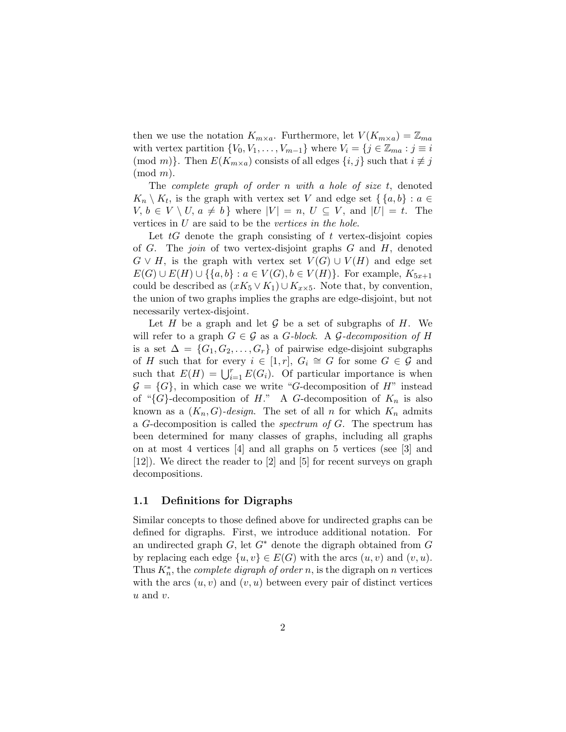then we use the notation $K_{m\times a}$. Furthermore, let $V(K_{m\times a}) = \mathbb{Z}_{ma}$ with vertex partition $\{V_0, V_1, \ldots, V_{m-1}\}$ where $V_i = \{j \in \mathbb{Z}_{ma} : j \equiv i \pmod{m}\}$. Then $E(K_{m\times a})$ consists of all edges $\{i, j\}$ such that $i \not\equiv j \pmod{m}$.

The *complete graph of order n with a hole of size t*, denoted $K_n \setminus K_t$, is the graph with vertex set $V$ and edge set $\{\,\{a, b\} : a \in V,\, b \in V \setminus U,\, a \neq b\,\}$ where $|V| = n$, $U \subseteq V$, and $|U| = t$. The vertices in $U$ are said to be the *vertices in the hole*.

Let $tG$ denote the graph consisting of $t$ vertex-disjoint copies of $G$. The *join* of two vertex-disjoint graphs $G$ and $H$, denoted $G \vee H$, is the graph with vertex set $V(G) \cup V(H)$ and edge set $E(G) \cup E(H) \cup \{\{a, b\} : a \in V(G), b \in V(H)\}$. For example, $K_{5x+1}$ could be described as $(xK_5 \vee K_1) \cup K_{x\times 5}$. Note that, by convention, the union of two graphs implies the graphs are edge-disjoint, but not necessarily vertex-disjoint.

Let $H$ be a graph and let $\mathcal{G}$ be a set of subgraphs of $H$. We will refer to a graph $G \in \mathcal{G}$ as a *G-block*. A *$\mathcal{G}$-decomposition of H* is a set $\Delta = \{G_1, G_2, \ldots, G_r\}$ of pairwise edge-disjoint subgraphs of $H$ such that for every $i \in [1, r]$, $G_i \cong G$ for some $G \in \mathcal{G}$ and such that $E(H) = \bigcup_{i=1}^{r} E(G_i)$. Of particular importance is when $\mathcal{G} = \{G\}$, in which case we write "$G$-decomposition of $H$" instead of "$\{G\}$-decomposition of $H$." A $G$-decomposition of $K_n$ is also known as a *$(K_n, G)$-design*. The set of all $n$ for which $K_n$ admits a $G$-decomposition is called the *spectrum of G*. The spectrum has been determined for many classes of graphs, including all graphs on at most 4 vertices [4] and all graphs on 5 vertices (see [3] and [12]). We direct the reader to [2] and [5] for recent surveys on graph decompositions.

### 1.1 Definitions for Digraphs

Similar concepts to those defined above for undirected graphs can be defined for digraphs. First, we introduce additional notation. For an undirected graph $G$, let $G^*$ denote the digraph obtained from $G$ by replacing each edge $\{u, v\} \in E(G)$ with the arcs $(u, v)$ and $(v, u)$. Thus $K_n^*$, the *complete digraph of order n*, is the digraph on $n$ vertices with the arcs $(u, v)$ and $(v, u)$ between every pair of distinct vertices $u$ and $v$.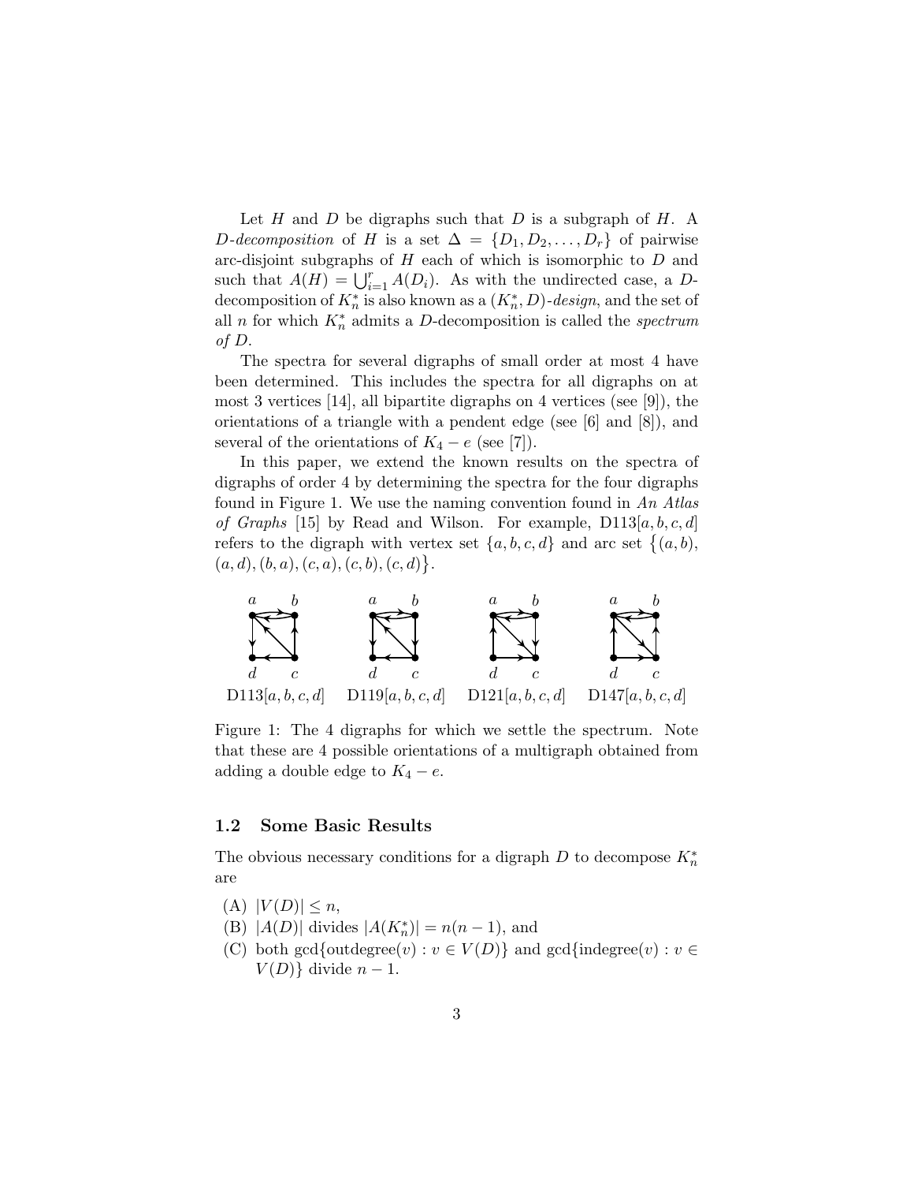Let $H$ and $D$ be digraphs such that $D$ is a subgraph of $H$. A *$D$-decomposition* of $H$ is a set $\Delta = \{D_1, D_2, \ldots, D_r\}$ of pairwise arc-disjoint subgraphs of $H$ each of which is isomorphic to $D$ and such that $A(H) = \bigcup_{i=1}^{r} A(D_i)$. As with the undirected case, a $D$-decomposition of $K_n^*$ is also known as a *$(K_n^*, D)$-design*, and the set of all $n$ for which $K_n^*$ admits a $D$-decomposition is called the *spectrum of $D$*.

The spectra for several digraphs of small order at most 4 have been determined. This includes the spectra for all digraphs on at most 3 vertices [14], all bipartite digraphs on 4 vertices (see [9]), the orientations of a triangle with a pendent edge (see [6] and [8]), and several of the orientations of $K_4 - e$ (see [7]).

In this paper, we extend the known results on the spectra of digraphs of order 4 by determining the spectra for the four digraphs found in Figure 1. We use the naming convention found in *An Atlas of Graphs* [15] by Read and Wilson. For example, D113$[a, b, c, d]$ refers to the digraph with vertex set $\{a, b, c, d\}$ and arc set $\{(a, b), (a, d), (b, a), (c, a), (c, b), (c, d)\}$.

D113$[a, b, c, d]$ D119$[a, b, c, d]$ D121$[a, b, c, d]$ D147$[a, b, c, d]$

Figure 1: The 4 digraphs for which we settle the spectrum. Note that these are 4 possible orientations of a multigraph obtained from adding a double edge to $K_4 - e$.

### 1.2 Some Basic Results

The obvious necessary conditions for a digraph $D$ to decompose $K_n^*$ are

(A) $|V(D)| \leq n$,

(B) $|A(D)|$ divides $|A(K_n^*)| = n(n-1)$, and

(C) both $\gcd\{\text{outdegree}(v) : v \in V(D)\}$ and $\gcd\{\text{indegree}(v) : v \in V(D)\}$ divide $n - 1$.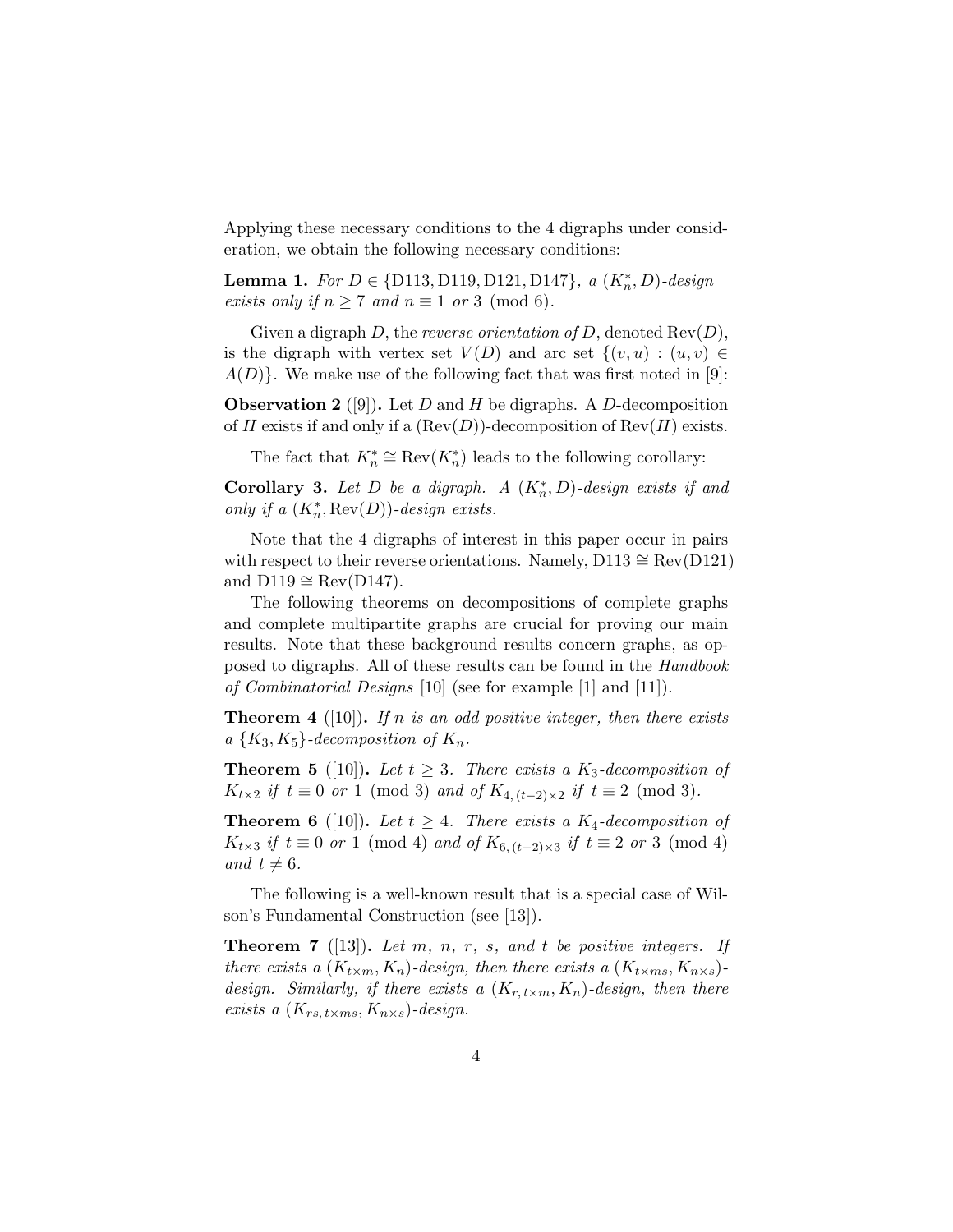Applying these necessary conditions to the 4 digraphs under consideration, we obtain the following necessary conditions:

**Lemma 1.** *For $D \in \{\text{D113}, \text{D119}, \text{D121}, \text{D147}\}$, a $(K_n^*, D)$-design exists only if $n \geq 7$ and $n \equiv 1$ or $3 \pmod 6$.*

Given a digraph $D$, the *reverse orientation of $D$*, denoted $\text{Rev}(D)$, is the digraph with vertex set $V(D)$ and arc set $\{(v, u) : (u, v) \in A(D)\}$. We make use of the following fact that was first noted in [9]:

**Observation 2** ([9])**.** Let $D$ and $H$ be digraphs. A $D$-decomposition of $H$ exists if and only if a $(\text{Rev}(D))$-decomposition of $\text{Rev}(H)$ exists.

The fact that $K_n^* \cong \text{Rev}(K_n^*)$ leads to the following corollary:

**Corollary 3.** *Let $D$ be a digraph. A $(K_n^*, D)$-design exists if and only if a $(K_n^*, \text{Rev}(D))$-design exists.*

Note that the 4 digraphs of interest in this paper occur in pairs with respect to their reverse orientations. Namely, $\text{D113} \cong \text{Rev}(\text{D121})$ and $\text{D119} \cong \text{Rev}(\text{D147})$.

The following theorems on decompositions of complete graphs and complete multipartite graphs are crucial for proving our main results. Note that these background results concern graphs, as opposed to digraphs. All of these results can be found in the *Handbook of Combinatorial Designs* [10] (see for example [1] and [11]).

**Theorem 4** ([10])**.** *If $n$ is an odd positive integer, then there exists a $\{K_3, K_5\}$-decomposition of $K_n$.*

**Theorem 5** ([10])**.** *Let $t \geq 3$. There exists a $K_3$-decomposition of $K_{t \times 2}$ if $t \equiv 0$ or $1 \pmod 3$ and of $K_{4, (t-2) \times 2}$ if $t \equiv 2 \pmod 3$.*

**Theorem 6** ([10])**.** *Let $t \geq 4$. There exists a $K_4$-decomposition of $K_{t \times 3}$ if $t \equiv 0$ or $1 \pmod 4$ and of $K_{6, (t-2) \times 3}$ if $t \equiv 2$ or $3 \pmod 4$ and $t \neq 6$.*

The following is a well-known result that is a special case of Wilson's Fundamental Construction (see [13]).

**Theorem 7** ([13])**.** *Let $m$, $n$, $r$, $s$, and $t$ be positive integers. If there exists a $(K_{t \times m}, K_n)$-design, then there exists a $(K_{t \times ms}, K_{n \times s})$-design. Similarly, if there exists a $(K_{r, t \times m}, K_n)$-design, then there exists a $(K_{rs, t \times ms}, K_{n \times s})$-design.*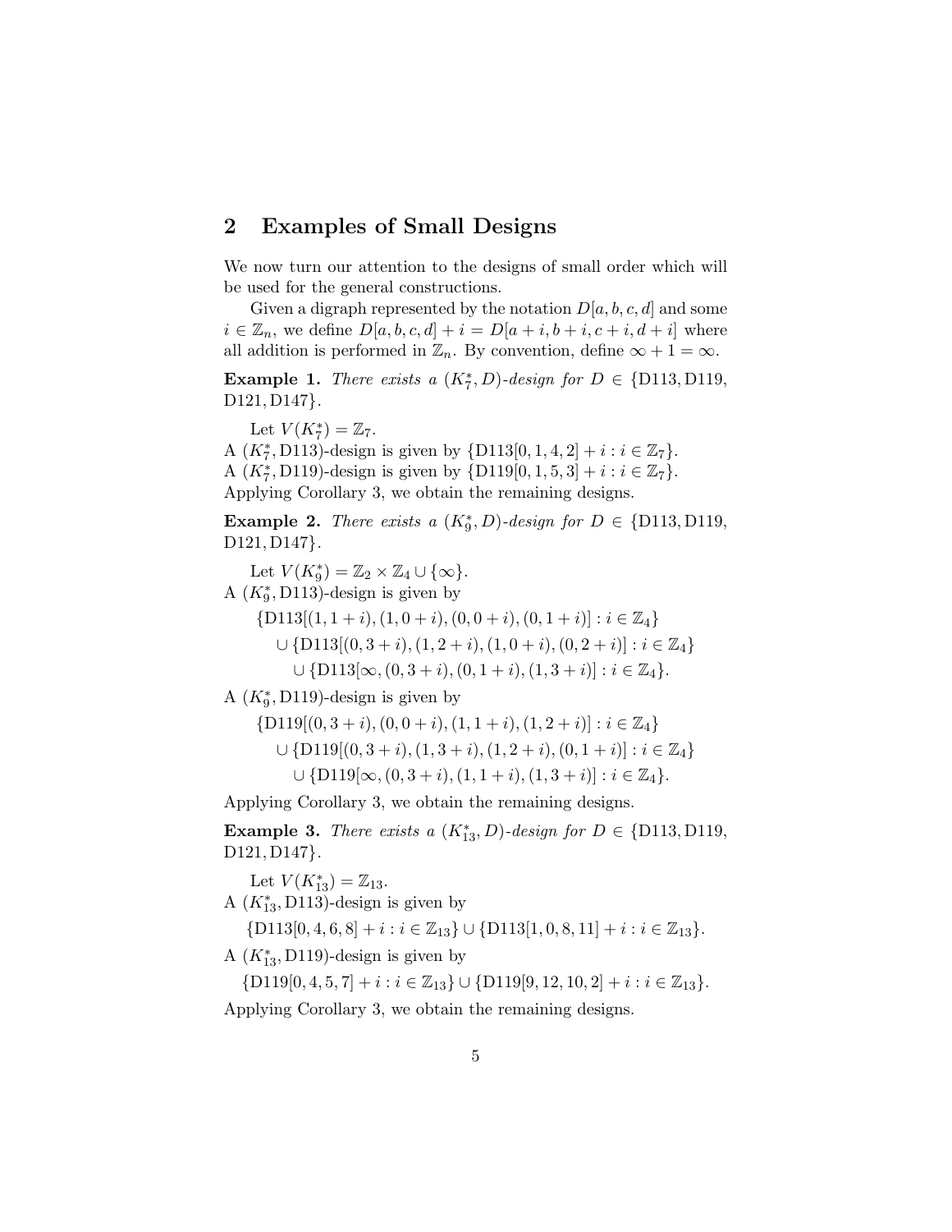## 2 Examples of Small Designs

We now turn our attention to the designs of small order which will be used for the general constructions.

Given a digraph represented by the notation $D[a,b,c,d]$ and some $i \in \mathbb{Z}_n$, we define $D[a,b,c,d]+i = D[a+i,b+i,c+i,d+i]$ where all addition is performed in $\mathbb{Z}_n$. By convention, define $\infty + 1 = \infty$.

**Example 1.** *There exists a $(K_7^*, D)$-design for $D \in \{\text{D113}, \text{D119}, \text{D121}, \text{D147}\}$.*

Let $V(K_7^*) = \mathbb{Z}_7$.
A $(K_7^*, \text{D113})$-design is given by $\{\text{D113}[0,1,4,2]+i : i \in \mathbb{Z}_7\}$.
A $(K_7^*, \text{D119})$-design is given by $\{\text{D119}[0,1,5,3]+i : i \in \mathbb{Z}_7\}$.
Applying Corollary 3, we obtain the remaining designs.

**Example 2.** *There exists a $(K_9^*, D)$-design for $D \in \{\text{D113}, \text{D119}, \text{D121}, \text{D147}\}$.*

Let $V(K_9^*) = \mathbb{Z}_2 \times \mathbb{Z}_4 \cup \{\infty\}$.
A $(K_9^*, \text{D113})$-design is given by

$$\begin{aligned}
&\{\text{D113}[(1,1+i),(1,0+i),(0,0+i),(0,1+i)] : i \in \mathbb{Z}_4\}\\
&\quad \cup \{\text{D113}[(0,3+i),(1,2+i),(1,0+i),(0,2+i)] : i \in \mathbb{Z}_4\}\\
&\qquad \cup \{\text{D113}[\infty,(0,3+i),(0,1+i),(1,3+i)] : i \in \mathbb{Z}_4\}.
\end{aligned}$$

A $(K_9^*, \text{D119})$-design is given by

$$\begin{aligned}
&\{\text{D119}[(0,3+i),(0,0+i),(1,1+i),(1,2+i)] : i \in \mathbb{Z}_4\}\\
&\quad \cup \{\text{D119}[(0,3+i),(1,3+i),(1,2+i),(0,1+i)] : i \in \mathbb{Z}_4\}\\
&\qquad \cup \{\text{D119}[\infty,(0,3+i),(1,1+i),(1,3+i)] : i \in \mathbb{Z}_4\}.
\end{aligned}$$

Applying Corollary 3, we obtain the remaining designs.

**Example 3.** *There exists a $(K_{13}^*, D)$-design for $D \in \{\text{D113}, \text{D119}, \text{D121}, \text{D147}\}$.*

Let $V(K_{13}^*) = \mathbb{Z}_{13}$.
A $(K_{13}^*, \text{D113})$-design is given by

$$\{\text{D113}[0,4,6,8]+i : i \in \mathbb{Z}_{13}\} \cup \{\text{D113}[1,0,8,11]+i : i \in \mathbb{Z}_{13}\}.$$

A $(K_{13}^*, \text{D119})$-design is given by

$$\{\text{D119}[0,4,5,7]+i : i \in \mathbb{Z}_{13}\} \cup \{\text{D119}[9,12,10,2]+i : i \in \mathbb{Z}_{13}\}.$$

Applying Corollary 3, we obtain the remaining designs.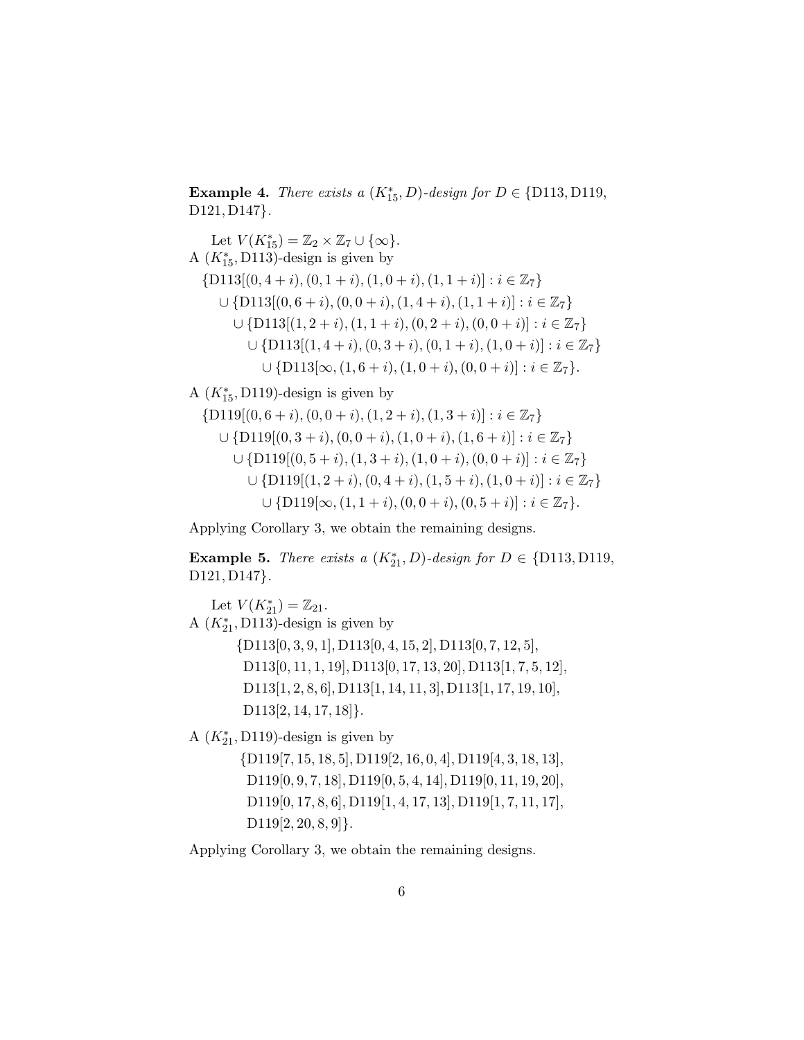**Example 4.** *There exists a $(K_{15}^*, D)$-design for $D \in \{\text{D113}, \text{D119}, \text{D121}, \text{D147}\}$.*

Let $V(K_{15}^*) = \mathbb{Z}_2 \times \mathbb{Z}_7 \cup \{\infty\}$.
A $(K_{15}^*, \text{D113})$-design is given by

$$
\begin{aligned}
&\{\text{D113}[(0, 4+i), (0, 1+i), (1, 0+i), (1, 1+i)] : i \in \mathbb{Z}_7\} \\
&\quad \cup \{\text{D113}[(0, 6+i), (0, 0+i), (1, 4+i), (1, 1+i)] : i \in \mathbb{Z}_7\} \\
&\quad\quad \cup \{\text{D113}[(1, 2+i), (1, 1+i), (0, 2+i), (0, 0+i)] : i \in \mathbb{Z}_7\} \\
&\quad\quad\quad \cup \{\text{D113}[(1, 4+i), (0, 3+i), (0, 1+i), (1, 0+i)] : i \in \mathbb{Z}_7\} \\
&\quad\quad\quad\quad \cup \{\text{D113}[\infty, (1, 6+i), (1, 0+i), (0, 0+i)] : i \in \mathbb{Z}_7\}.
\end{aligned}
$$

A $(K_{15}^*, \text{D119})$-design is given by

$$
\begin{aligned}
&\{\text{D119}[(0, 6+i), (0, 0+i), (1, 2+i), (1, 3+i)] : i \in \mathbb{Z}_7\} \\
&\quad \cup \{\text{D119}[(0, 3+i), (0, 0+i), (1, 0+i), (1, 6+i)] : i \in \mathbb{Z}_7\} \\
&\quad\quad \cup \{\text{D119}[(0, 5+i), (1, 3+i), (1, 0+i), (0, 0+i)] : i \in \mathbb{Z}_7\} \\
&\quad\quad\quad \cup \{\text{D119}[(1, 2+i), (0, 4+i), (1, 5+i), (1, 0+i)] : i \in \mathbb{Z}_7\} \\
&\quad\quad\quad\quad \cup \{\text{D119}[\infty, (1, 1+i), (0, 0+i), (0, 5+i)] : i \in \mathbb{Z}_7\}.
\end{aligned}
$$

Applying Corollary 3, we obtain the remaining designs.

**Example 5.** *There exists a $(K_{21}^*, D)$-design for $D \in \{\text{D113}, \text{D119}, \text{D121}, \text{D147}\}$.*

Let $V(K_{21}^*) = \mathbb{Z}_{21}$.
A $(K_{21}^*, \text{D113})$-design is given by

$$
\begin{aligned}
&\{\text{D113}[0, 3, 9, 1], \text{D113}[0, 4, 15, 2], \text{D113}[0, 7, 12, 5], \\
&\ \text{D113}[0, 11, 1, 19], \text{D113}[0, 17, 13, 20], \text{D113}[1, 7, 5, 12], \\
&\ \text{D113}[1, 2, 8, 6], \text{D113}[1, 14, 11, 3], \text{D113}[1, 17, 19, 10], \\
&\ \text{D113}[2, 14, 17, 18]\}.
\end{aligned}
$$

A $(K_{21}^*, \text{D119})$-design is given by

$$
\begin{aligned}
&\{\text{D119}[7, 15, 18, 5], \text{D119}[2, 16, 0, 4], \text{D119}[4, 3, 18, 13], \\
&\ \text{D119}[0, 9, 7, 18], \text{D119}[0, 5, 4, 14], \text{D119}[0, 11, 19, 20], \\
&\ \text{D119}[0, 17, 8, 6], \text{D119}[1, 4, 17, 13], \text{D119}[1, 7, 11, 17], \\
&\ \text{D119}[2, 20, 8, 9]\}.
\end{aligned}
$$

Applying Corollary 3, we obtain the remaining designs.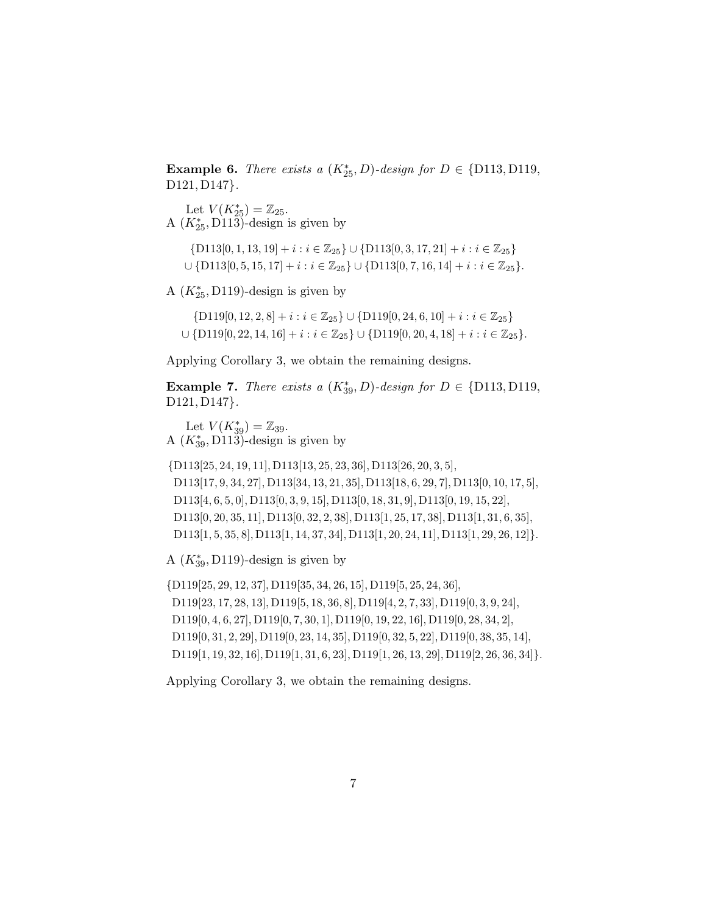**Example 6.** *There exists a $(K^*_{25}, D)$-design for $D \in \{\mathrm{D113}, \mathrm{D119}, \mathrm{D121}, \mathrm{D147}\}$.*

Let $V(K^*_{25}) = \mathbb{Z}_{25}$.
A $(K^*_{25}, \mathrm{D113})$-design is given by

$$\{\mathrm{D113}[0,1,13,19]+i : i \in \mathbb{Z}_{25}\} \cup \{\mathrm{D113}[0,3,17,21]+i : i \in \mathbb{Z}_{25}\}$$
$$\cup \{\mathrm{D113}[0,5,15,17]+i : i \in \mathbb{Z}_{25}\} \cup \{\mathrm{D113}[0,7,16,14]+i : i \in \mathbb{Z}_{25}\}.$$

A $(K^*_{25}, \mathrm{D119})$-design is given by

$$\{\mathrm{D119}[0,12,2,8]+i : i \in \mathbb{Z}_{25}\} \cup \{\mathrm{D119}[0,24,6,10]+i : i \in \mathbb{Z}_{25}\}$$
$$\cup \{\mathrm{D119}[0,22,14,16]+i : i \in \mathbb{Z}_{25}\} \cup \{\mathrm{D119}[0,20,4,18]+i : i \in \mathbb{Z}_{25}\}.$$

Applying Corollary 3, we obtain the remaining designs.

**Example 7.** *There exists a $(K^*_{39}, D)$-design for $D \in \{\mathrm{D113}, \mathrm{D119}, \mathrm{D121}, \mathrm{D147}\}$.*

Let $V(K^*_{39}) = \mathbb{Z}_{39}$.
A $(K^*_{39}, \mathrm{D113})$-design is given by

$$\{\mathrm{D113}[25,24,19,11], \mathrm{D113}[13,25,23,36], \mathrm{D113}[26,20,3,5],$$
$$\mathrm{D113}[17,9,34,27], \mathrm{D113}[34,13,21,35], \mathrm{D113}[18,6,29,7], \mathrm{D113}[0,10,17,5],$$
$$\mathrm{D113}[4,6,5,0], \mathrm{D113}[0,3,9,15], \mathrm{D113}[0,18,31,9], \mathrm{D113}[0,19,15,22],$$
$$\mathrm{D113}[0,20,35,11], \mathrm{D113}[0,32,2,38], \mathrm{D113}[1,25,17,38], \mathrm{D113}[1,31,6,35],$$
$$\mathrm{D113}[1,5,35,8], \mathrm{D113}[1,14,37,34], \mathrm{D113}[1,20,24,11], \mathrm{D113}[1,29,26,12]\}.$$

A $(K^*_{39}, \mathrm{D119})$-design is given by

$$\{\mathrm{D119}[25,29,12,37], \mathrm{D119}[35,34,26,15], \mathrm{D119}[5,25,24,36],$$
$$\mathrm{D119}[23,17,28,13], \mathrm{D119}[5,18,36,8], \mathrm{D119}[4,2,7,33], \mathrm{D119}[0,3,9,24],$$
$$\mathrm{D119}[0,4,6,27], \mathrm{D119}[0,7,30,1], \mathrm{D119}[0,19,22,16], \mathrm{D119}[0,28,34,2],$$
$$\mathrm{D119}[0,31,2,29], \mathrm{D119}[0,23,14,35], \mathrm{D119}[0,32,5,22], \mathrm{D119}[0,38,35,14],$$
$$\mathrm{D119}[1,19,32,16], \mathrm{D119}[1,31,6,23], \mathrm{D119}[1,26,13,29], \mathrm{D119}[2,26,36,34]\}.$$

Applying Corollary 3, we obtain the remaining designs.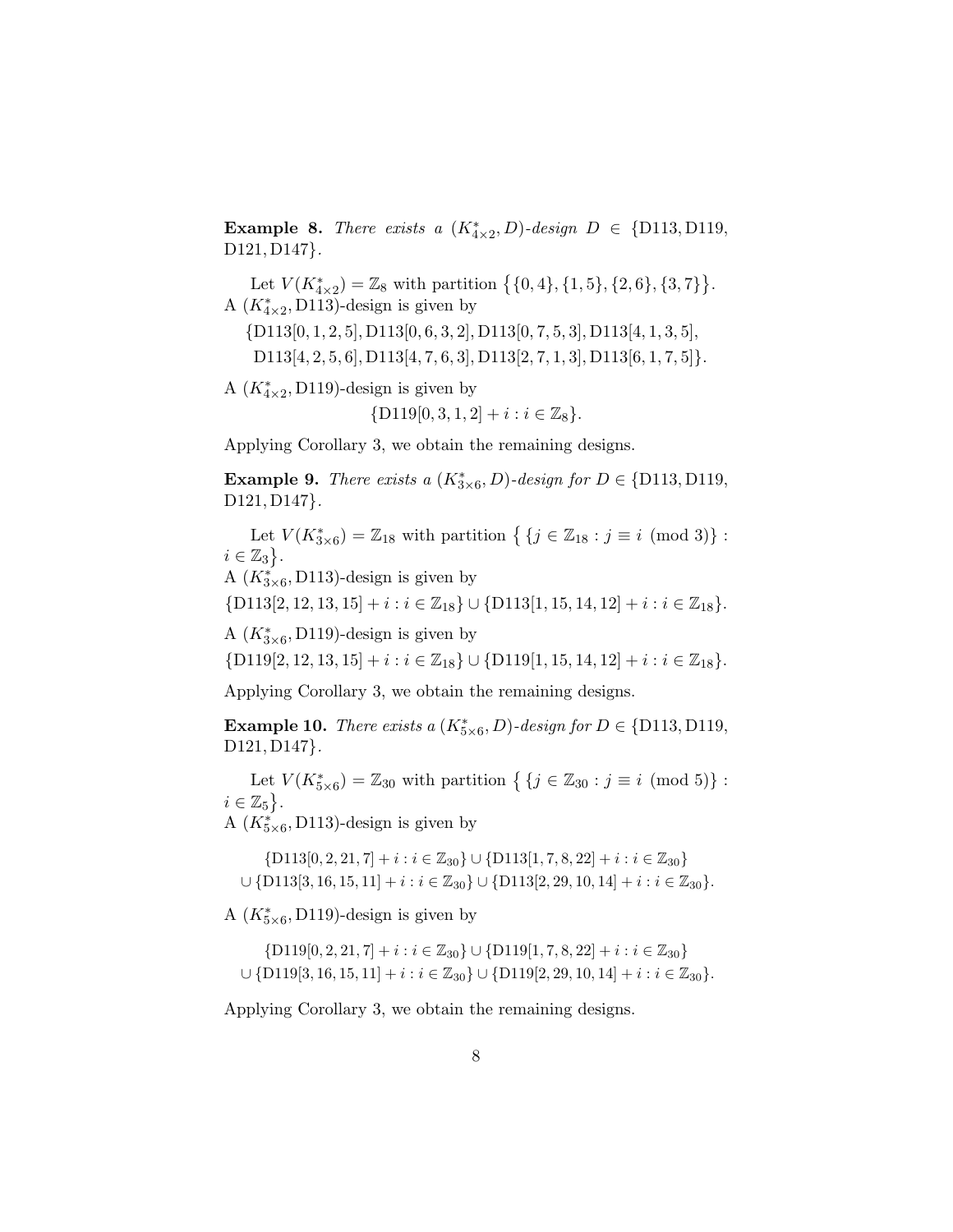**Example 8.** *There exists a $(K^*_{4\times 2}, D)$-design $D \in \{$D113, D119, D121, D147$\}$.*

Let $V(K^*_{4\times 2}) = \mathbb{Z}_8$ with partition $\big\{\{0,4\},\{1,5\},\{2,6\},\{3,7\}\big\}$. A $(K^*_{4\times 2}, \text{D113})$-design is given by

$$\{\text{D113}[0,1,2,5], \text{D113}[0,6,3,2], \text{D113}[0,7,5,3], \text{D113}[4,1,3,5],$$
$$\text{D113}[4,2,5,6], \text{D113}[4,7,6,3], \text{D113}[2,7,1,3], \text{D113}[6,1,7,5]\}.$$

A $(K^*_{4\times 2}, \text{D119})$-design is given by

$$\{\text{D119}[0,3,1,2] + i : i \in \mathbb{Z}_8\}.$$

Applying Corollary 3, we obtain the remaining designs.

**Example 9.** *There exists a $(K^*_{3\times 6}, D)$-design for $D \in \{$D113, D119, D121, D147$\}$.*

Let $V(K^*_{3\times 6}) = \mathbb{Z}_{18}$ with partition $\big\{\{j \in \mathbb{Z}_{18} : j \equiv i \pmod 3\} : i \in \mathbb{Z}_3\big\}$.
A $(K^*_{3\times 6}, \text{D113})$-design is given by

$$\{\text{D113}[2,12,13,15] + i : i \in \mathbb{Z}_{18}\} \cup \{\text{D113}[1,15,14,12] + i : i \in \mathbb{Z}_{18}\}.$$

A $(K^*_{3\times 6}, \text{D119})$-design is given by

$$\{\text{D119}[2,12,13,15] + i : i \in \mathbb{Z}_{18}\} \cup \{\text{D119}[1,15,14,12] + i : i \in \mathbb{Z}_{18}\}.$$

Applying Corollary 3, we obtain the remaining designs.

**Example 10.** *There exists a $(K^*_{5\times 6}, D)$-design for $D \in \{$D113, D119, D121, D147$\}$.*

Let $V(K^*_{5\times 6}) = \mathbb{Z}_{30}$ with partition $\big\{\{j \in \mathbb{Z}_{30} : j \equiv i \pmod 5\} : i \in \mathbb{Z}_5\big\}$.
A $(K^*_{5\times 6}, \text{D113})$-design is given by

$$\{\text{D113}[0,2,21,7] + i : i \in \mathbb{Z}_{30}\} \cup \{\text{D113}[1,7,8,22] + i : i \in \mathbb{Z}_{30}\}$$
$$\cup \{\text{D113}[3,16,15,11] + i : i \in \mathbb{Z}_{30}\} \cup \{\text{D113}[2,29,10,14] + i : i \in \mathbb{Z}_{30}\}.$$

A $(K^*_{5\times 6}, \text{D119})$-design is given by

$$\{\text{D119}[0,2,21,7] + i : i \in \mathbb{Z}_{30}\} \cup \{\text{D119}[1,7,8,22] + i : i \in \mathbb{Z}_{30}\}$$
$$\cup \{\text{D119}[3,16,15,11] + i : i \in \mathbb{Z}_{30}\} \cup \{\text{D119}[2,29,10,14] + i : i \in \mathbb{Z}_{30}\}.$$

Applying Corollary 3, we obtain the remaining designs.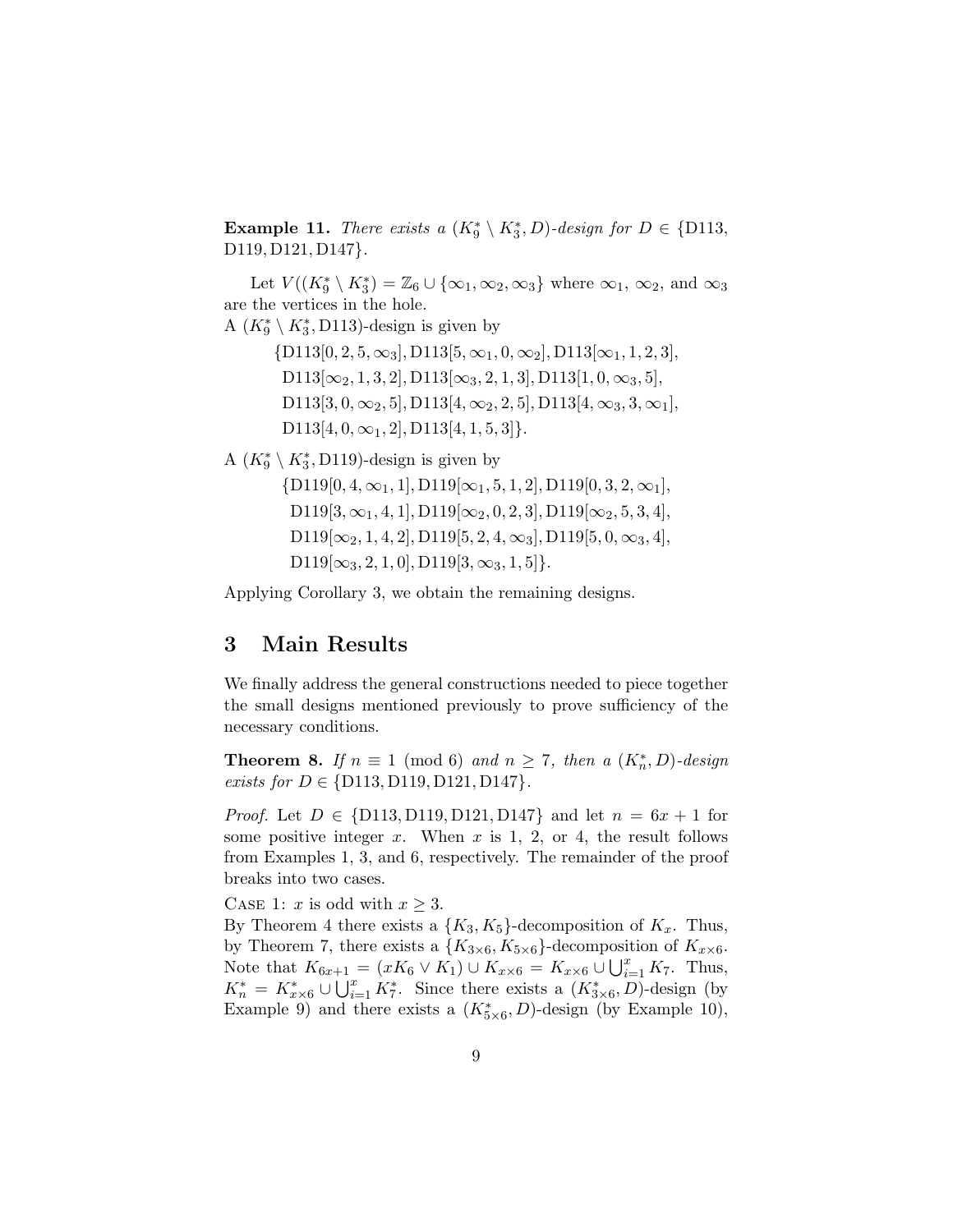**Example 11.** *There exists a $(K_9^* \setminus K_3^*, D)$-design for $D \in \{\text{D113}, \text{D119}, \text{D121}, \text{D147}\}$.*

Let $V((K_9^* \setminus K_3^*) = \mathbb{Z}_6 \cup \{\infty_1, \infty_2, \infty_3\}$ where $\infty_1$, $\infty_2$, and $\infty_3$ are the vertices in the hole.

A $(K_9^* \setminus K_3^*, \text{D113})$-design is given by

$$\{\text{D113}[0,2,5,\infty_3], \text{D113}[5,\infty_1,0,\infty_2], \text{D113}[\infty_1,1,2,3], \text{D113}[\infty_2,1,3,2], \text{D113}[\infty_3,2,1,3], \text{D113}[1,0,\infty_3,5], \text{D113}[3,0,\infty_2,5], \text{D113}[4,\infty_2,2,5], \text{D113}[4,\infty_3,3,\infty_1], \text{D113}[4,0,\infty_1,2], \text{D113}[4,1,5,3]\}.$$

A $(K_9^* \setminus K_3^*, \text{D119})$-design is given by

$$\{\text{D119}[0,4,\infty_1,1], \text{D119}[\infty_1,5,1,2], \text{D119}[0,3,2,\infty_1], \text{D119}[3,\infty_1,4,1], \text{D119}[\infty_2,0,2,3], \text{D119}[\infty_2,5,3,4], \text{D119}[\infty_2,1,4,2], \text{D119}[5,2,4,\infty_3], \text{D119}[5,0,\infty_3,4], \text{D119}[\infty_3,2,1,0], \text{D119}[3,\infty_3,1,5]\}.$$

Applying Corollary 3, we obtain the remaining designs.

# 3 Main Results

We finally address the general constructions needed to piece together the small designs mentioned previously to prove sufficiency of the necessary conditions.

**Theorem 8.** *If $n \equiv 1 \pmod 6$ and $n \geq 7$, then a $(K_n^*, D)$-design exists for $D \in \{\text{D113}, \text{D119}, \text{D121}, \text{D147}\}$.*

*Proof.* Let $D \in \{\text{D113}, \text{D119}, \text{D121}, \text{D147}\}$ and let $n = 6x + 1$ for some positive integer $x$. When $x$ is 1, 2, or 4, the result follows from Examples 1, 3, and 6, respectively. The remainder of the proof breaks into two cases.

Case 1: $x$ is odd with $x \geq 3$.

By Theorem 4 there exists a $\{K_3, K_5\}$-decomposition of $K_x$. Thus, by Theorem 7, there exists a $\{K_{3\times 6}, K_{5\times 6}\}$-decomposition of $K_{x\times 6}$. Note that $K_{6x+1} = (xK_6 \vee K_1) \cup K_{x\times 6} = K_{x\times 6} \cup \bigcup_{i=1}^{x} K_7$. Thus, $K_n^* = K_{x\times 6}^* \cup \bigcup_{i=1}^{x} K_7^*$. Since there exists a $(K_{3\times 6}^*, D)$-design (by Example 9) and there exists a $(K_{5\times 6}^*, D)$-design (by Example 10),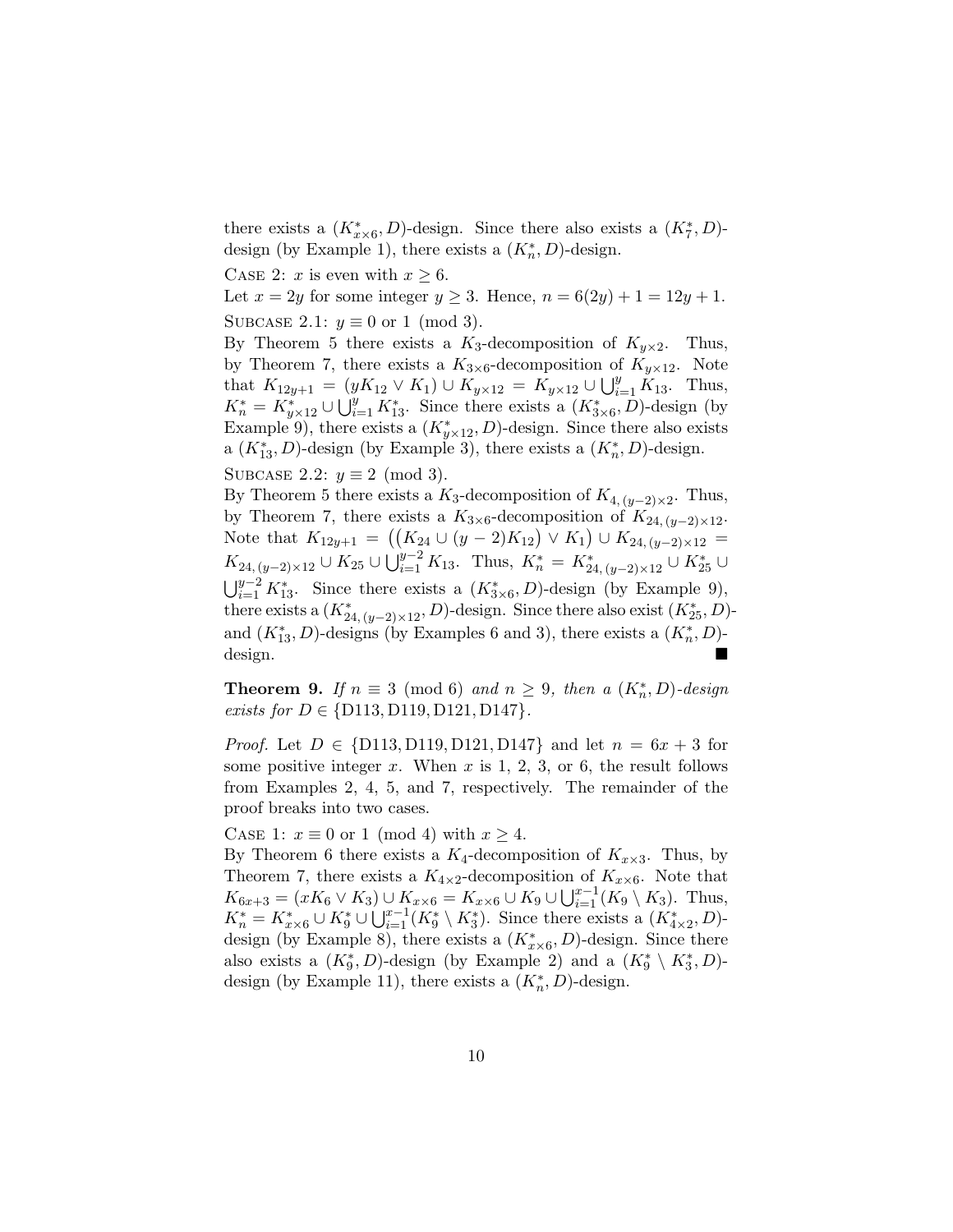there exists a $(K^*_{x\times 6}, D)$-design. Since there also exists a $(K^*_7, D)$-design (by Example 1), there exists a $(K^*_n, D)$-design.

CASE 2: $x$ is even with $x \geq 6$.
Let $x = 2y$ for some integer $y \geq 3$. Hence, $n = 6(2y) + 1 = 12y + 1$.

SUBCASE 2.1: $y \equiv 0$ or $1 \pmod 3$.
By Theorem 5 there exists a $K_3$-decomposition of $K_{y\times 2}$. Thus, by Theorem 7, there exists a $K_{3\times 6}$-decomposition of $K_{y\times 12}$. Note that $K_{12y+1} = (yK_{12} \vee K_1) \cup K_{y\times 12} = K_{y\times 12} \cup \bigcup_{i=1}^{y} K_{13}$. Thus, $K^*_n = K^*_{y\times 12} \cup \bigcup_{i=1}^{y} K^*_{13}$. Since there exists a $(K^*_{3\times 6}, D)$-design (by Example 9), there exists a $(K^*_{y\times 12}, D)$-design. Since there also exists a $(K^*_{13}, D)$-design (by Example 3), there exists a $(K^*_n, D)$-design.

SUBCASE 2.2: $y \equiv 2 \pmod 3$.
By Theorem 5 there exists a $K_3$-decomposition of $K_{4,(y-2)\times 2}$. Thus, by Theorem 7, there exists a $K_{3\times 6}$-decomposition of $K_{24,(y-2)\times 12}$. Note that $K_{12y+1} = \big(\big(K_{24} \cup (y-2)K_{12}\big) \vee K_1\big) \cup K_{24,(y-2)\times 12} = K_{24,(y-2)\times 12} \cup K_{25} \cup \bigcup_{i=1}^{y-2} K_{13}$. Thus, $K^*_n = K^*_{24,(y-2)\times 12} \cup K^*_{25} \cup \bigcup_{i=1}^{y-2} K^*_{13}$. Since there exists a $(K^*_{3\times 6}, D)$-design (by Example 9), there exists a $(K^*_{24,(y-2)\times 12}, D)$-design. Since there also exist $(K^*_{25}, D)$- and $(K^*_{13}, D)$-designs (by Examples 6 and 3), there exists a $(K^*_n, D)$-design. ■

**Theorem 9.** *If $n \equiv 3 \pmod 6$ and $n \geq 9$, then a $(K^*_n, D)$-design exists for $D \in \{\text{D113}, \text{D119}, \text{D121}, \text{D147}\}$.*

*Proof.* Let $D \in \{\text{D113}, \text{D119}, \text{D121}, \text{D147}\}$ and let $n = 6x + 3$ for some positive integer $x$. When $x$ is 1, 2, 3, or 6, the result follows from Examples 2, 4, 5, and 7, respectively. The remainder of the proof breaks into two cases.

CASE 1: $x \equiv 0$ or $1 \pmod 4$ with $x \geq 4$.
By Theorem 6 there exists a $K_4$-decomposition of $K_{x\times 3}$. Thus, by Theorem 7, there exists a $K_{4\times 2}$-decomposition of $K_{x\times 6}$. Note that $K_{6x+3} = (xK_6 \vee K_3) \cup K_{x\times 6} = K_{x\times 6} \cup K_9 \cup \bigcup_{i=1}^{x-1}(K_9 \setminus K_3)$. Thus, $K^*_n = K^*_{x\times 6} \cup K^*_9 \cup \bigcup_{i=1}^{x-1}(K^*_9 \setminus K^*_3)$. Since there exists a $(K^*_{4\times 2}, D)$-design (by Example 8), there exists a $(K^*_{x\times 6}, D)$-design. Since there also exists a $(K^*_9, D)$-design (by Example 2) and a $(K^*_9 \setminus K^*_3, D)$-design (by Example 11), there exists a $(K^*_n, D)$-design.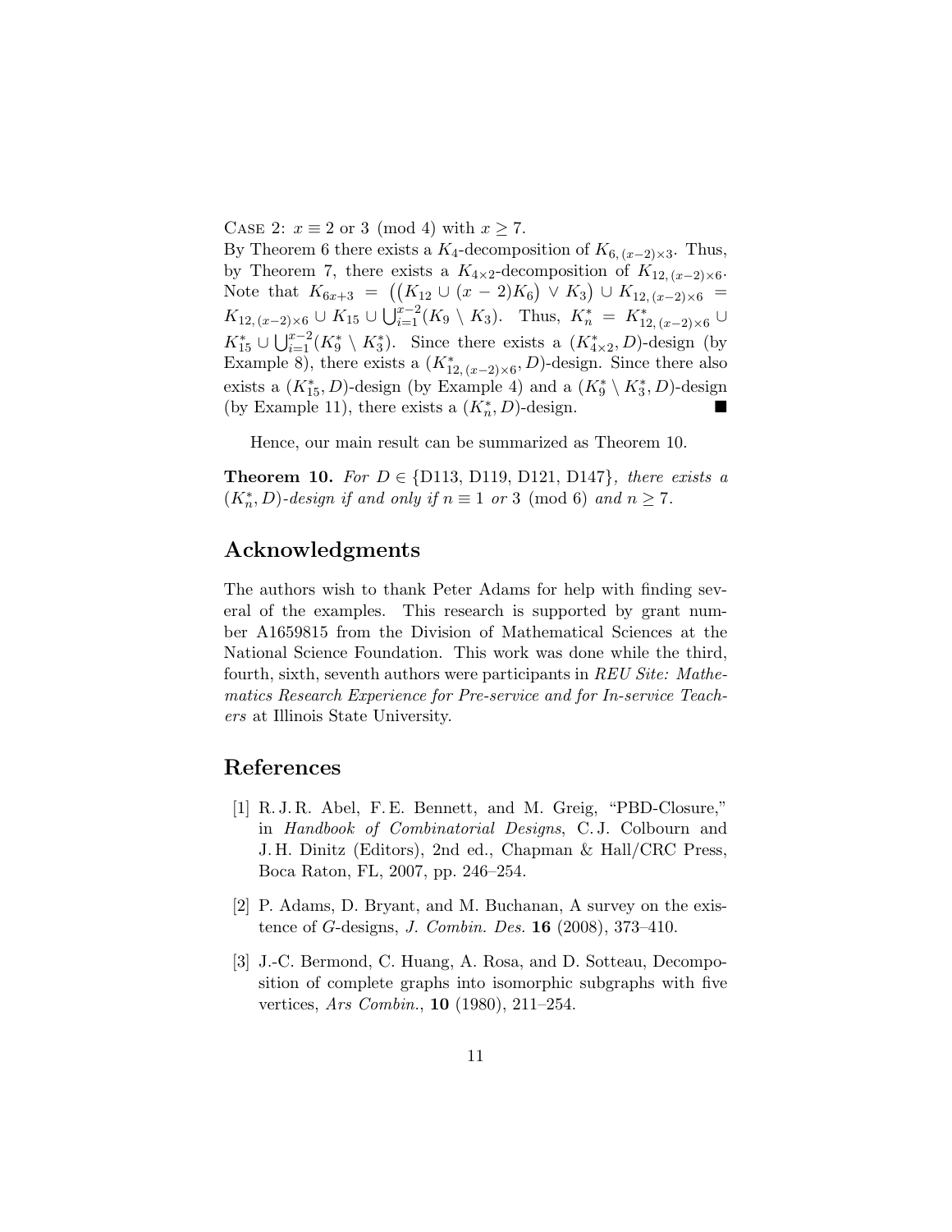Case 2: $x \equiv 2$ or $3 \pmod 4$ with $x \geq 7$.
By Theorem 6 there exists a $K_4$-decomposition of $K_{6,\,(x-2)\times 3}$. Thus, by Theorem 7, there exists a $K_{4\times 2}$-decomposition of $K_{12,\,(x-2)\times 6}$. Note that $K_{6x+3} = \big(\big(K_{12} \cup (x-2)K_6\big) \vee K_3\big) \cup K_{12,\,(x-2)\times 6} = K_{12,\,(x-2)\times 6} \cup K_{15} \cup \bigcup_{i=1}^{x-2}(K_9 \setminus K_3)$. Thus, $K_n^* = K_{12,\,(x-2)\times 6}^* \cup K_{15}^* \cup \bigcup_{i=1}^{x-2}(K_9^* \setminus K_3^*)$. Since there exists a $(K_{4\times 2}^*, D)$-design (by Example 8), there exists a $(K_{12,\,(x-2)\times 6}^*, D)$-design. Since there also exists a $(K_{15}^*, D)$-design (by Example 4) and a $(K_9^* \setminus K_3^*, D)$-design (by Example 11), there exists a $(K_n^*, D)$-design. ■

Hence, our main result can be summarized as Theorem 10.

**Theorem 10.** *For $D \in \{\text{D113, D119, D121, D147}\}$, there exists a $(K_n^*, D)$-design if and only if $n \equiv 1$ or $3 \pmod 6$ and $n \geq 7$.*

## Acknowledgments

The authors wish to thank Peter Adams for help with finding several of the examples. This research is supported by grant number A1659815 from the Division of Mathematical Sciences at the National Science Foundation. This work was done while the third, fourth, sixth, seventh authors were participants in *REU Site: Mathematics Research Experience for Pre-service and for In-service Teachers* at Illinois State University.

## References

[1] R. J. R. Abel, F. E. Bennett, and M. Greig, "PBD-Closure," in *Handbook of Combinatorial Designs*, C. J. Colbourn and J. H. Dinitz (Editors), 2nd ed., Chapman & Hall/CRC Press, Boca Raton, FL, 2007, pp. 246–254.

[2] P. Adams, D. Bryant, and M. Buchanan, A survey on the existence of *G*-designs, *J. Combin. Des.* **16** (2008), 373–410.

[3] J.-C. Bermond, C. Huang, A. Rosa, and D. Sotteau, Decomposition of complete graphs into isomorphic subgraphs with five vertices, *Ars Combin.*, **10** (1980), 211–254.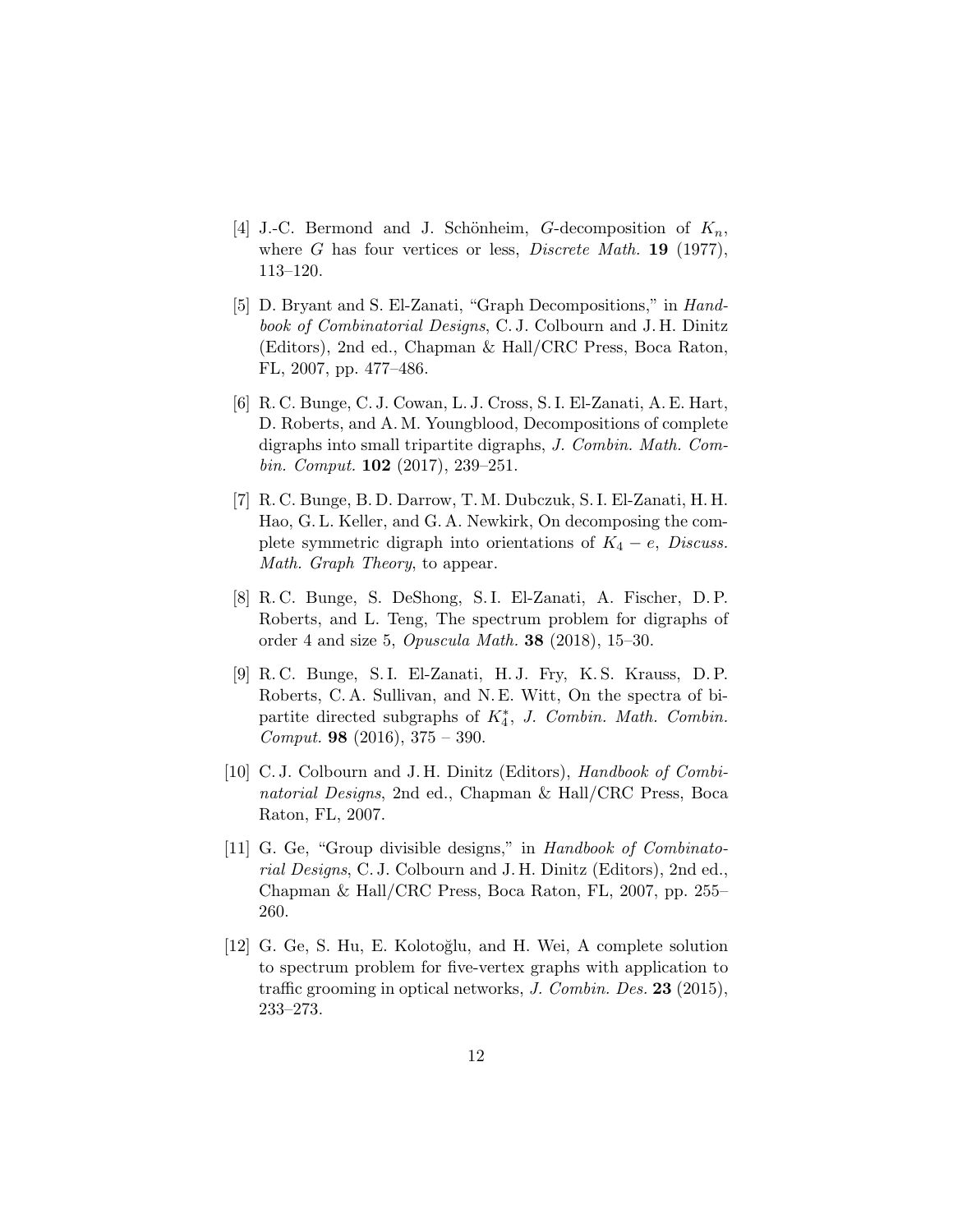[4] J.-C. Bermond and J. Schönheim, $G$-decomposition of $K_n$, where $G$ has four vertices or less, *Discrete Math.* **19** (1977), 113–120.

[5] D. Bryant and S. El-Zanati, "Graph Decompositions," in *Handbook of Combinatorial Designs*, C. J. Colbourn and J. H. Dinitz (Editors), 2nd ed., Chapman & Hall/CRC Press, Boca Raton, FL, 2007, pp. 477–486.

[6] R. C. Bunge, C. J. Cowan, L. J. Cross, S. I. El-Zanati, A. E. Hart, D. Roberts, and A. M. Youngblood, Decompositions of complete digraphs into small tripartite digraphs, *J. Combin. Math. Combin. Comput.* **102** (2017), 239–251.

[7] R. C. Bunge, B. D. Darrow, T. M. Dubczuk, S. I. El-Zanati, H. H. Hao, G. L. Keller, and G. A. Newkirk, On decomposing the complete symmetric digraph into orientations of $K_4 - e$, *Discuss. Math. Graph Theory*, to appear.

[8] R. C. Bunge, S. DeShong, S. I. El-Zanati, A. Fischer, D. P. Roberts, and L. Teng, The spectrum problem for digraphs of order 4 and size 5, *Opuscula Math.* **38** (2018), 15–30.

[9] R. C. Bunge, S. I. El-Zanati, H. J. Fry, K. S. Krauss, D. P. Roberts, C. A. Sullivan, and N. E. Witt, On the spectra of bipartite directed subgraphs of $K_4^*$, *J. Combin. Math. Combin. Comput.* **98** (2016), 375 – 390.

[10] C. J. Colbourn and J. H. Dinitz (Editors), *Handbook of Combinatorial Designs*, 2nd ed., Chapman & Hall/CRC Press, Boca Raton, FL, 2007.

[11] G. Ge, "Group divisible designs," in *Handbook of Combinatorial Designs*, C. J. Colbourn and J. H. Dinitz (Editors), 2nd ed., Chapman & Hall/CRC Press, Boca Raton, FL, 2007, pp. 255–260.

[12] G. Ge, S. Hu, E. Kolotoğlu, and H. Wei, A complete solution to spectrum problem for five-vertex graphs with application to traffic grooming in optical networks, *J. Combin. Des.* **23** (2015), 233–273.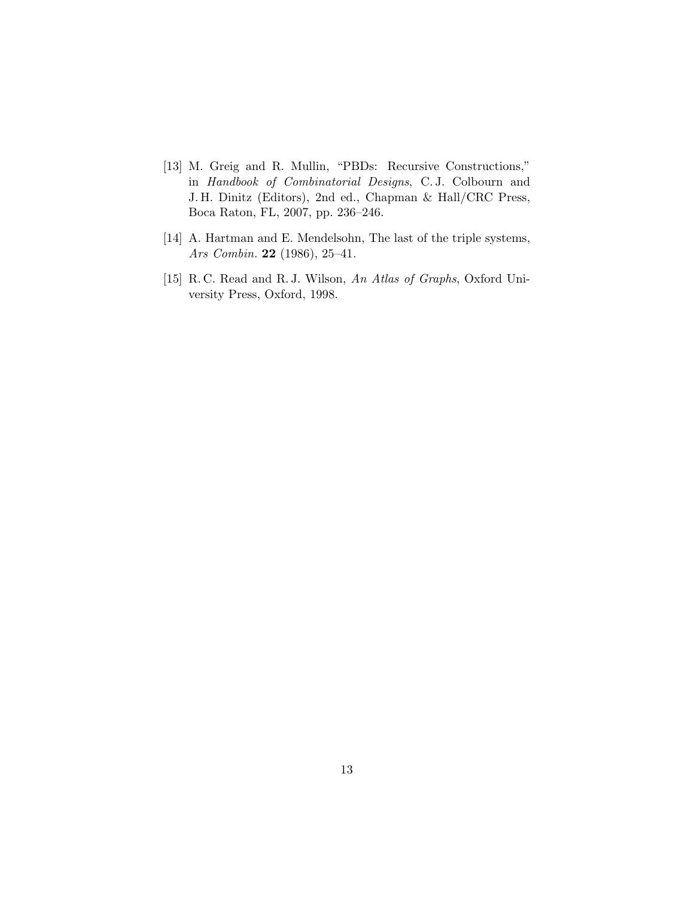[13] M. Greig and R. Mullin, “PBDs: Recursive Constructions,” in *Handbook of Combinatorial Designs*, C. J. Colbourn and J. H. Dinitz (Editors), 2nd ed., Chapman & Hall/CRC Press, Boca Raton, FL, 2007, pp. 236–246.

[14] A. Hartman and E. Mendelsohn, The last of the triple systems, *Ars Combin.* **22** (1986), 25–41.

[15] R. C. Read and R. J. Wilson, *An Atlas of Graphs*, Oxford University Press, Oxford, 1998.